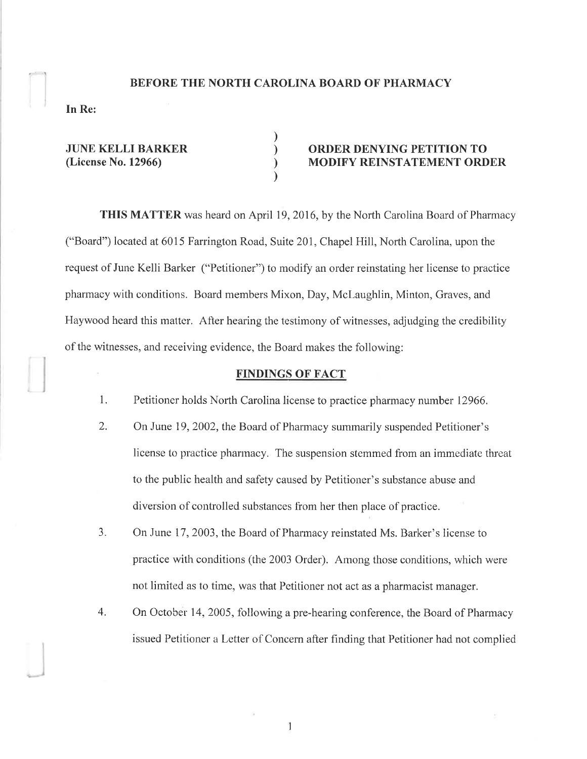**BEFORE THE NORTH CAROLINA BOARD OF PHARMACY**

**In Re:**

| | | |
|---|---|---|
| **JUNE KELLI BARKER** | ) | **ORDER DENYING PETITION TO** |
| **(License No. 12966)** | ) | **MODIFY REINSTATEMENT ORDER** |

**THIS MATTER** was heard on April 19, 2016, by the North Carolina Board of Pharmacy ("Board") located at 6015 Farrington Road, Suite 201, Chapel Hill, North Carolina, upon the request of June Kelli Barker ("Petitioner") to modify an order reinstating her license to practice pharmacy with conditions. Board members Mixon, Day, McLaughlin, Minton, Graves, and Haywood heard this matter. After hearing the testimony of witnesses, adjudging the credibility of the witnesses, and receiving evidence, the Board makes the following:

## FINDINGS OF FACT

1. Petitioner holds North Carolina license to practice pharmacy number 12966.

2. On June 19, 2002, the Board of Pharmacy summarily suspended Petitioner's license to practice pharmacy. The suspension stemmed from an immediate threat to the public health and safety caused by Petitioner's substance abuse and diversion of controlled substances from her then place of practice.

3. On June 17, 2003, the Board of Pharmacy reinstated Ms. Barker's license to practice with conditions (the 2003 Order). Among those conditions, which were not limited as to time, was that Petitioner not act as a pharmacist manager.

4. On October 14, 2005, following a pre-hearing conference, the Board of Pharmacy issued Petitioner a Letter of Concern after finding that Petitioner had not complied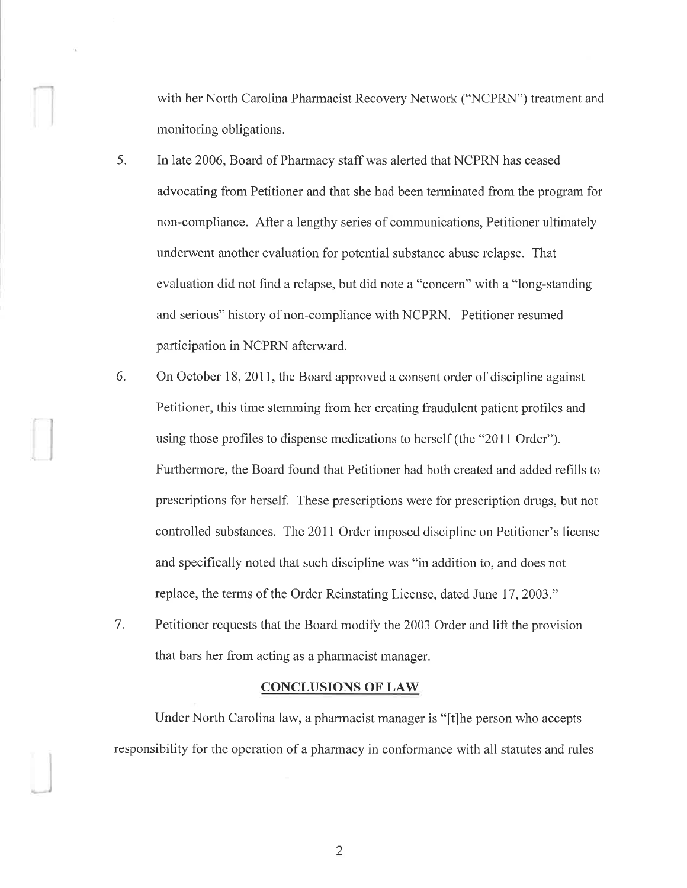with her North Carolina Pharmacist Recovery Network ("NCPRN") treatment and monitoring obligations.

5. In late 2006, Board of Pharmacy staff was alerted that NCPRN has ceased advocating from Petitioner and that she had been terminated from the program for non-compliance. After a lengthy series of communications, Petitioner ultimately underwent another evaluation for potential substance abuse relapse. That evaluation did not find a relapse, but did note a "concern" with a "long-standing and serious" history of non-compliance with NCPRN. Petitioner resumed participation in NCPRN afterward.

6. On October 18, 2011, the Board approved a consent order of discipline against Petitioner, this time stemming from her creating fraudulent patient profiles and using those profiles to dispense medications to herself (the "2011 Order"). Furthermore, the Board found that Petitioner had both created and added refills to prescriptions for herself. These prescriptions were for prescription drugs, but not controlled substances. The 2011 Order imposed discipline on Petitioner's license and specifically noted that such discipline was "in addition to, and does not replace, the terms of the Order Reinstating License, dated June 17, 2003."

7. Petitioner requests that the Board modify the 2003 Order and lift the provision that bars her from acting as a pharmacist manager.

## CONCLUSIONS OF LAW

Under North Carolina law, a pharmacist manager is "[t]he person who accepts responsibility for the operation of a pharmacy in conformance with all statutes and rules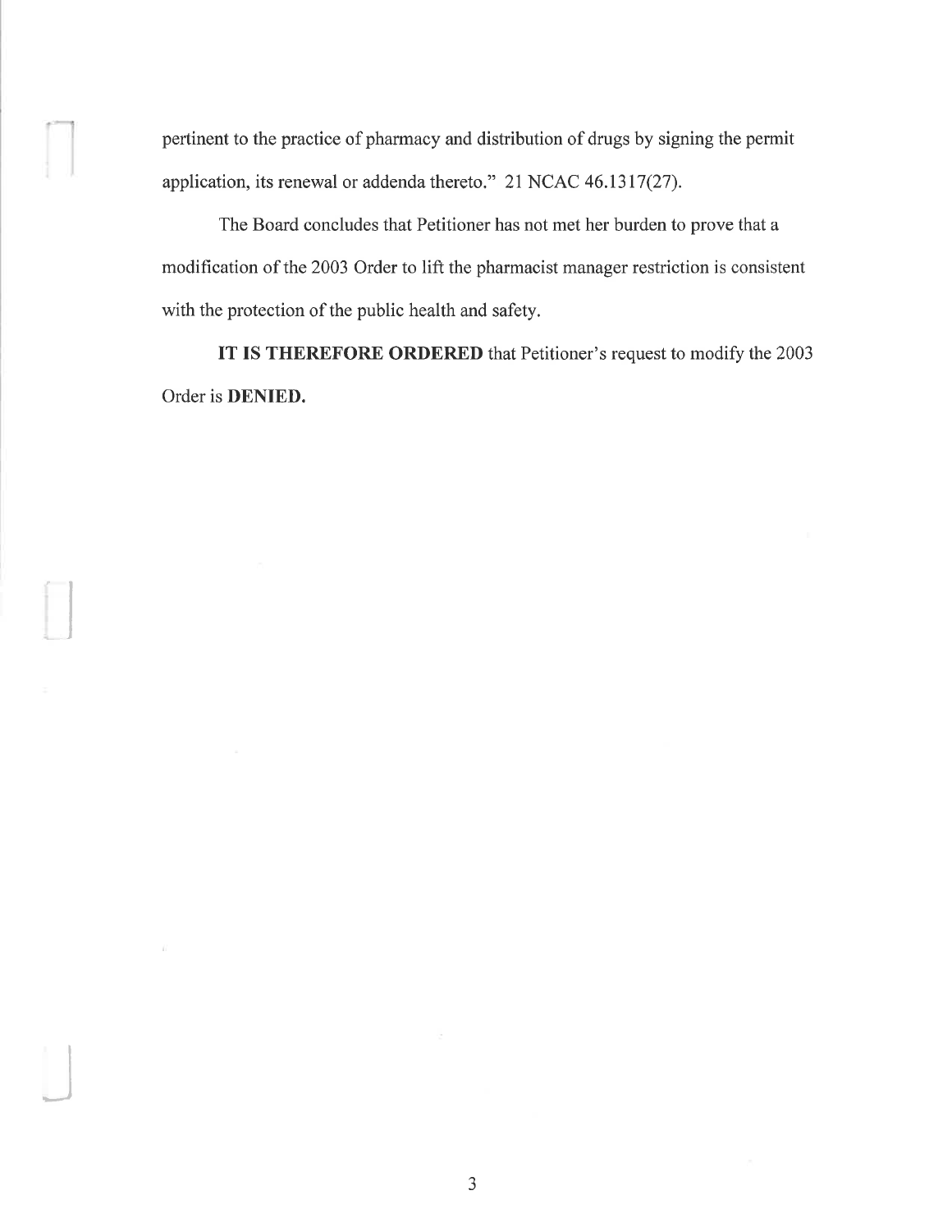pertinent to the practice of pharmacy and distribution of drugs by signing the permit application, its renewal or addenda thereto." 21 NCAC 46.1317(27).

The Board concludes that Petitioner has not met her burden to prove that a modification of the 2003 Order to lift the pharmacist manager restriction is consistent with the protection of the public health and safety.

**IT IS THEREFORE ORDERED** that Petitioner's request to modify the 2003 Order is **DENIED.**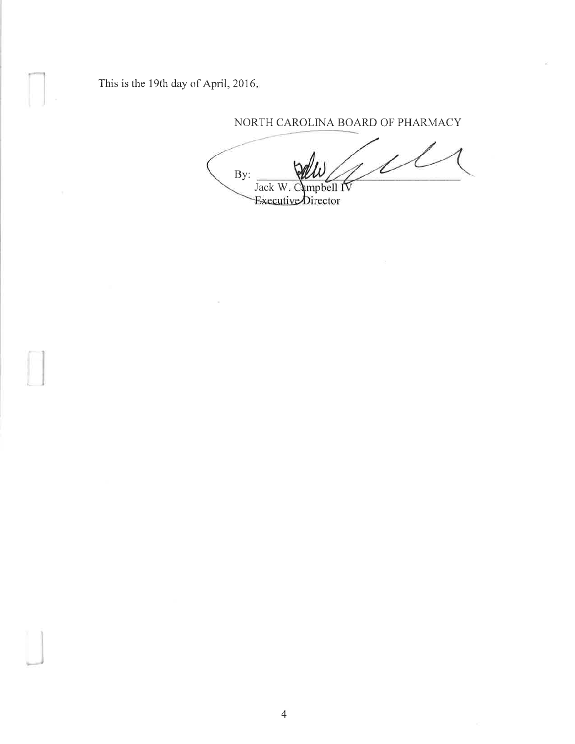This is the 19th day of April, 2016.

NORTH CAROLINA BOARD OF PHARMACY

By: ______________________
Jack W. Campbell IV
Executive Director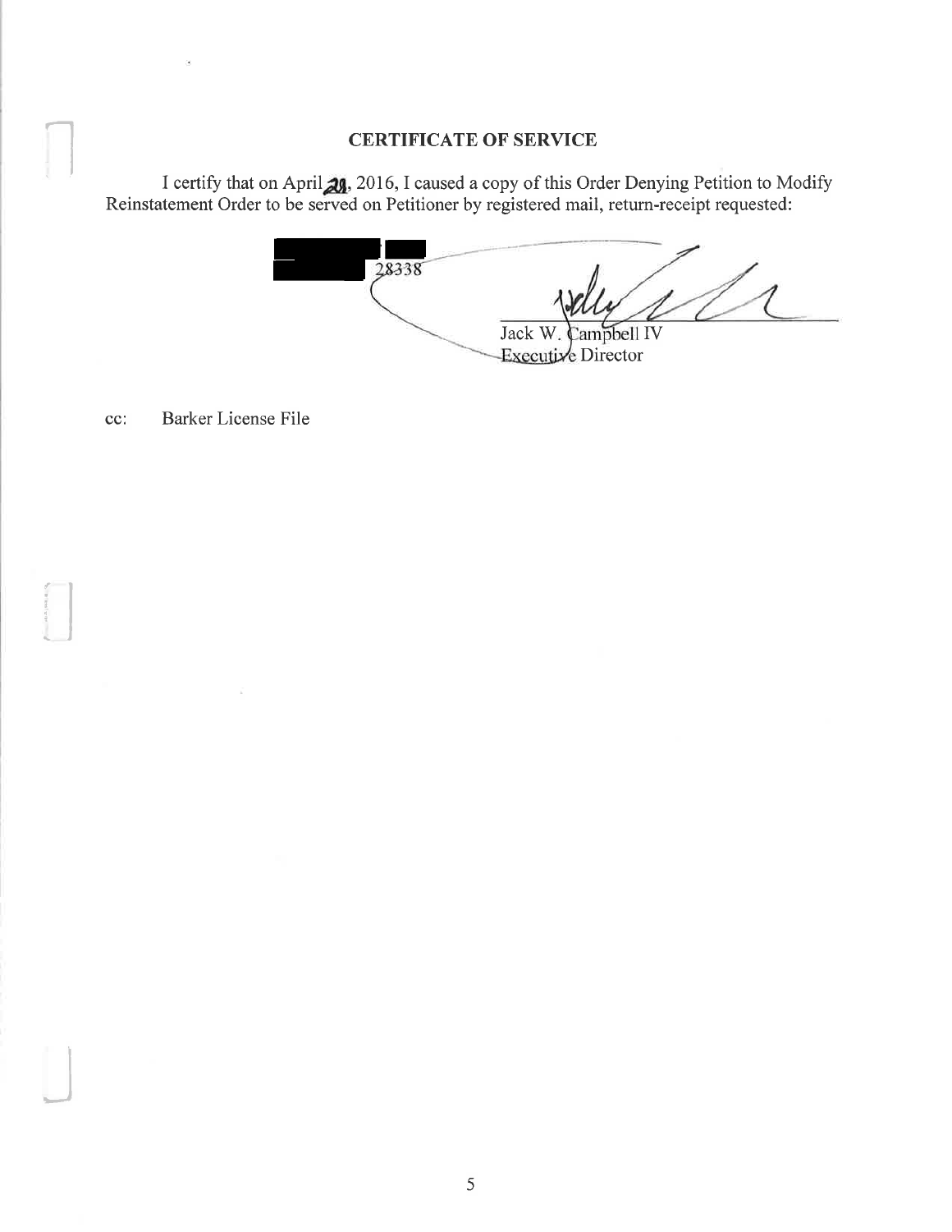## CERTIFICATE OF SERVICE

I certify that on April 20, 2016, I caused a copy of this Order Denying Petition to Modify Reinstatement Order to be served on Petitioner by registered mail, return-receipt requested:

28338

Jack W. Campbell IV
Executive Director

cc: Barker License File